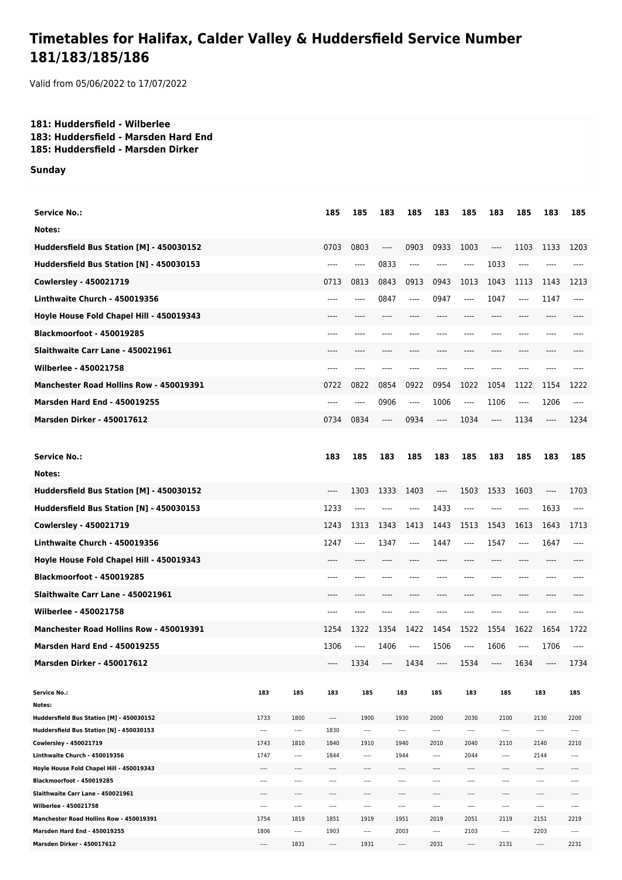# Timetables for Halifax, Calder Valley & Huddersfield Service Number 181/183/185/186

Valid from 05/06/2022 to 17/07/2022

**181: Huddersfield - Wilberlee**
**183: Huddersfield - Marsden Hard End**
**185: Huddersfield - Marsden Dirker**

**Sunday**

| Service No.: | 185 | 185 | 183 | 185 | 183 | 185 | 183 | 185 | 183 | 185 |
|---|---|---|---|---|---|---|---|---|---|---|
| Notes: | | | | | | | | | | |
| Huddersfield Bus Station [M] - 450030152 | 0703 | 0803 | ---- | 0903 | 0933 | 1003 | ---- | 1103 | 1133 | 1203 |
| Huddersfield Bus Station [N] - 450030153 | ---- | ---- | 0833 | ---- | ---- | ---- | 1033 | ---- | ---- | ---- |
| Cowlersley - 450021719 | 0713 | 0813 | 0843 | 0913 | 0943 | 1013 | 1043 | 1113 | 1143 | 1213 |
| Linthwaite Church - 450019356 | ---- | ---- | 0847 | ---- | 0947 | ---- | 1047 | ---- | 1147 | ---- |
| Hoyle House Fold Chapel Hill - 450019343 | ---- | ---- | ---- | ---- | ---- | ---- | ---- | ---- | ---- | ---- |
| Blackmoorfoot - 450019285 | ---- | ---- | ---- | ---- | ---- | ---- | ---- | ---- | ---- | ---- |
| Slaithwaite Carr Lane - 450021961 | ---- | ---- | ---- | ---- | ---- | ---- | ---- | ---- | ---- | ---- |
| Wilberlee - 450021758 | ---- | ---- | ---- | ---- | ---- | ---- | ---- | ---- | ---- | ---- |
| Manchester Road Hollins Row - 450019391 | 0722 | 0822 | 0854 | 0922 | 0954 | 1022 | 1054 | 1122 | 1154 | 1222 |
| Marsden Hard End - 450019255 | ---- | ---- | 0906 | ---- | 1006 | ---- | 1106 | ---- | 1206 | ---- |
| Marsden Dirker - 450017612 | 0734 | 0834 | ---- | 0934 | ---- | 1034 | ---- | 1134 | ---- | 1234 |

| Service No.: | 183 | 185 | 183 | 185 | 183 | 185 | 183 | 185 | 183 | 185 |
|---|---|---|---|---|---|---|---|---|---|---|
| Notes: | | | | | | | | | | |
| Huddersfield Bus Station [M] - 450030152 | ---- | 1303 | 1333 | 1403 | ---- | 1503 | 1533 | 1603 | ---- | 1703 |
| Huddersfield Bus Station [N] - 450030153 | 1233 | ---- | ---- | ---- | 1433 | ---- | ---- | ---- | 1633 | ---- |
| Cowlersley - 450021719 | 1243 | 1313 | 1343 | 1413 | 1443 | 1513 | 1543 | 1613 | 1643 | 1713 |
| Linthwaite Church - 450019356 | 1247 | ---- | 1347 | ---- | 1447 | ---- | 1547 | ---- | 1647 | ---- |
| Hoyle House Fold Chapel Hill - 450019343 | ---- | ---- | ---- | ---- | ---- | ---- | ---- | ---- | ---- | ---- |
| Blackmoorfoot - 450019285 | ---- | ---- | ---- | ---- | ---- | ---- | ---- | ---- | ---- | ---- |
| Slaithwaite Carr Lane - 450021961 | ---- | ---- | ---- | ---- | ---- | ---- | ---- | ---- | ---- | ---- |
| Wilberlee - 450021758 | ---- | ---- | ---- | ---- | ---- | ---- | ---- | ---- | ---- | ---- |
| Manchester Road Hollins Row - 450019391 | 1254 | 1322 | 1354 | 1422 | 1454 | 1522 | 1554 | 1622 | 1654 | 1722 |
| Marsden Hard End - 450019255 | 1306 | ---- | 1406 | ---- | 1506 | ---- | 1606 | ---- | 1706 | ---- |
| Marsden Dirker - 450017612 | ---- | 1334 | ---- | 1434 | ---- | 1534 | ---- | 1634 | ---- | 1734 |

| Service No.: | 183 | 185 | 183 | 185 | 183 | 185 | 183 | 185 | 183 | 185 |
|---|---|---|---|---|---|---|---|---|---|---|
| Notes: | | | | | | | | | | |
| Huddersfield Bus Station [M] - 450030152 | 1733 | 1800 | ---- | 1900 | 1930 | 2000 | 2030 | 2100 | 2130 | 2200 |
| Huddersfield Bus Station [N] - 450030153 | ---- | ---- | 1830 | ---- | ---- | ---- | ---- | ---- | ---- | ---- |
| Cowlersley - 450021719 | 1743 | 1810 | 1840 | 1910 | 1940 | 2010 | 2040 | 2110 | 2140 | 2210 |
| Linthwaite Church - 450019356 | 1747 | ---- | 1844 | ---- | 1944 | ---- | 2044 | ---- | 2144 | ---- |
| Hoyle House Fold Chapel Hill - 450019343 | ---- | ---- | ---- | ---- | ---- | ---- | ---- | ---- | ---- | ---- |
| Blackmoorfoot - 450019285 | ---- | ---- | ---- | ---- | ---- | ---- | ---- | ---- | ---- | ---- |
| Slaithwaite Carr Lane - 450021961 | ---- | ---- | ---- | ---- | ---- | ---- | ---- | ---- | ---- | ---- |
| Wilberlee - 450021758 | ---- | ---- | ---- | ---- | ---- | ---- | ---- | ---- | ---- | ---- |
| Manchester Road Hollins Row - 450019391 | 1754 | 1819 | 1851 | 1919 | 1951 | 2019 | 2051 | 2119 | 2151 | 2219 |
| Marsden Hard End - 450019255 | 1806 | ---- | 1903 | ---- | 2003 | ---- | 2103 | ---- | 2203 | ---- |
| Marsden Dirker - 450017612 | ---- | 1831 | ---- | 1931 | ---- | 2031 | ---- | 2131 | ---- | 2231 |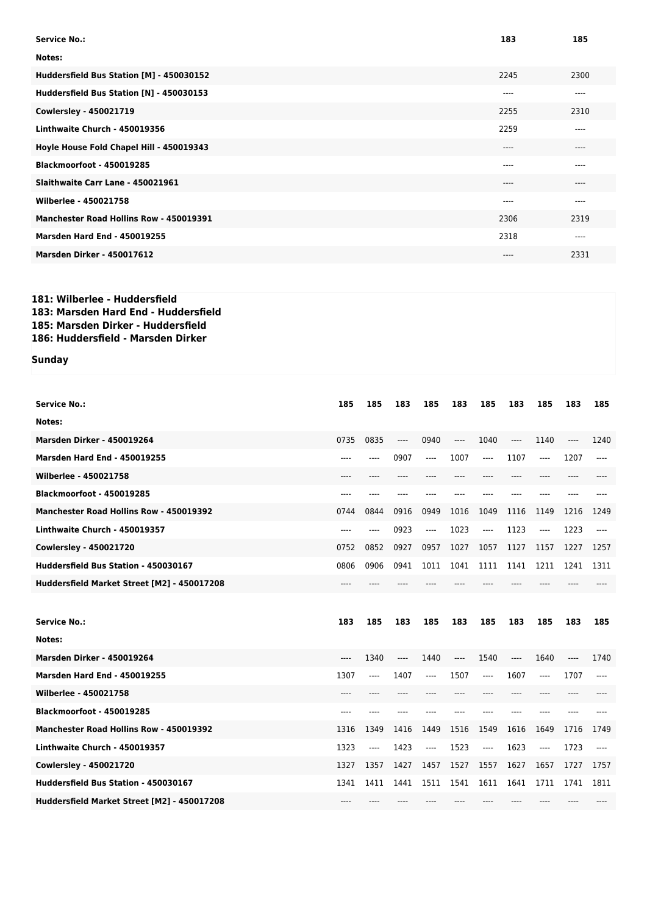| Service No.: | 183 | 185 |
|---|---|---|
| Notes: | | |
| Huddersfield Bus Station [M] - 450030152 | 2245 | 2300 |
| Huddersfield Bus Station [N] - 450030153 | ---- | ---- |
| Cowlersley - 450021719 | 2255 | 2310 |
| Linthwaite Church - 450019356 | 2259 | ---- |
| Hoyle House Fold Chapel Hill - 450019343 | ---- | ---- |
| Blackmoorfoot - 450019285 | ---- | ---- |
| Slaithwaite Carr Lane - 450021961 | ---- | ---- |
| Wilberlee - 450021758 | ---- | ---- |
| Manchester Road Hollins Row - 450019391 | 2306 | 2319 |
| Marsden Hard End - 450019255 | 2318 | ---- |
| Marsden Dirker - 450017612 | ---- | 2331 |

**181: Wilberlee - Huddersfield**
**183: Marsden Hard End - Huddersfield**
**185: Marsden Dirker - Huddersfield**
**186: Huddersfield - Marsden Dirker**

**Sunday**

| Service No.: | 185 | 185 | 183 | 185 | 183 | 185 | 183 | 185 | 183 | 185 |
|---|---|---|---|---|---|---|---|---|---|---|
| Notes: | | | | | | | | | | |
| Marsden Dirker - 450019264 | 0735 | 0835 | ---- | 0940 | ---- | 1040 | ---- | 1140 | ---- | 1240 |
| Marsden Hard End - 450019255 | ---- | ---- | 0907 | ---- | 1007 | ---- | 1107 | ---- | 1207 | ---- |
| Wilberlee - 450021758 | ---- | ---- | ---- | ---- | ---- | ---- | ---- | ---- | ---- | ---- |
| Blackmoorfoot - 450019285 | ---- | ---- | ---- | ---- | ---- | ---- | ---- | ---- | ---- | ---- |
| Manchester Road Hollins Row - 450019392 | 0744 | 0844 | 0916 | 0949 | 1016 | 1049 | 1116 | 1149 | 1216 | 1249 |
| Linthwaite Church - 450019357 | ---- | ---- | 0923 | ---- | 1023 | ---- | 1123 | ---- | 1223 | ---- |
| Cowlersley - 450021720 | 0752 | 0852 | 0927 | 0957 | 1027 | 1057 | 1127 | 1157 | 1227 | 1257 |
| Huddersfield Bus Station - 450030167 | 0806 | 0906 | 0941 | 1011 | 1041 | 1111 | 1141 | 1211 | 1241 | 1311 |
| Huddersfield Market Street [M2] - 450017208 | ---- | ---- | ---- | ---- | ---- | ---- | ---- | ---- | ---- | ---- |

| Service No.: | 183 | 185 | 183 | 185 | 183 | 185 | 183 | 185 | 183 | 185 |
|---|---|---|---|---|---|---|---|---|---|---|
| Notes: | | | | | | | | | | |
| Marsden Dirker - 450019264 | ---- | 1340 | ---- | 1440 | ---- | 1540 | ---- | 1640 | ---- | 1740 |
| Marsden Hard End - 450019255 | 1307 | ---- | 1407 | ---- | 1507 | ---- | 1607 | ---- | 1707 | ---- |
| Wilberlee - 450021758 | ---- | ---- | ---- | ---- | ---- | ---- | ---- | ---- | ---- | ---- |
| Blackmoorfoot - 450019285 | ---- | ---- | ---- | ---- | ---- | ---- | ---- | ---- | ---- | ---- |
| Manchester Road Hollins Row - 450019392 | 1316 | 1349 | 1416 | 1449 | 1516 | 1549 | 1616 | 1649 | 1716 | 1749 |
| Linthwaite Church - 450019357 | 1323 | ---- | 1423 | ---- | 1523 | ---- | 1623 | ---- | 1723 | ---- |
| Cowlersley - 450021720 | 1327 | 1357 | 1427 | 1457 | 1527 | 1557 | 1627 | 1657 | 1727 | 1757 |
| Huddersfield Bus Station - 450030167 | 1341 | 1411 | 1441 | 1511 | 1541 | 1611 | 1641 | 1711 | 1741 | 1811 |
| Huddersfield Market Street [M2] - 450017208 | ---- | ---- | ---- | ---- | ---- | ---- | ---- | ---- | ---- | ---- |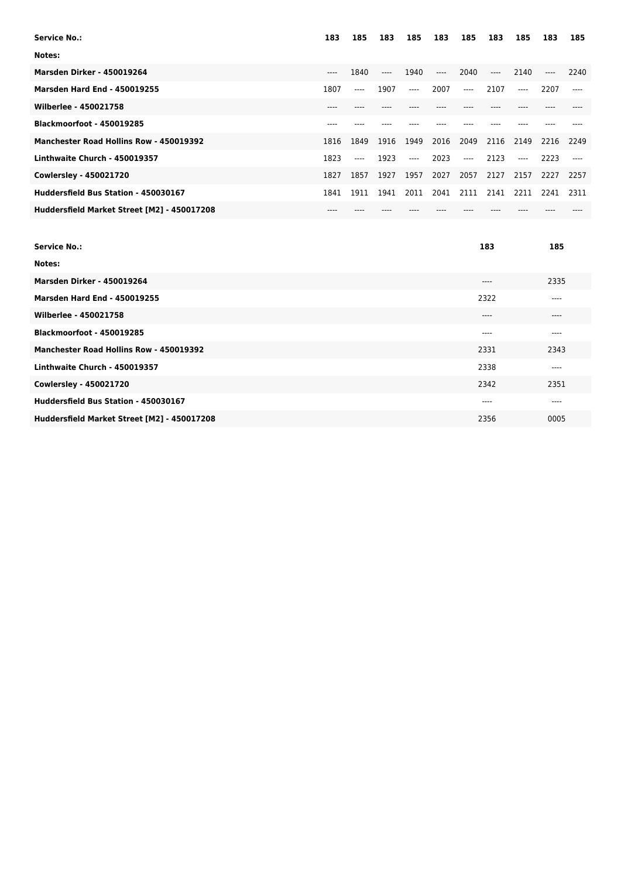| Service No.: | 183 | 185 | 183 | 185 | 183 | 185 | 183 | 185 | 183 | 185 |
|---|---|---|---|---|---|---|---|---|---|---|
| Notes: | | | | | | | | | | |
| Marsden Dirker - 450019264 | ---- | 1840 | ---- | 1940 | ---- | 2040 | ---- | 2140 | ---- | 2240 |
| Marsden Hard End - 450019255 | 1807 | ---- | 1907 | ---- | 2007 | ---- | 2107 | ---- | 2207 | ---- |
| Wilberlee - 450021758 | ---- | ---- | ---- | ---- | ---- | ---- | ---- | ---- | ---- | ---- |
| Blackmoorfoot - 450019285 | ---- | ---- | ---- | ---- | ---- | ---- | ---- | ---- | ---- | ---- |
| Manchester Road Hollins Row - 450019392 | 1816 | 1849 | 1916 | 1949 | 2016 | 2049 | 2116 | 2149 | 2216 | 2249 |
| Linthwaite Church - 450019357 | 1823 | ---- | 1923 | ---- | 2023 | ---- | 2123 | ---- | 2223 | ---- |
| Cowlersley - 450021720 | 1827 | 1857 | 1927 | 1957 | 2027 | 2057 | 2127 | 2157 | 2227 | 2257 |
| Huddersfield Bus Station - 450030167 | 1841 | 1911 | 1941 | 2011 | 2041 | 2111 | 2141 | 2211 | 2241 | 2311 |
| Huddersfield Market Street [M2] - 450017208 | ---- | ---- | ---- | ---- | ---- | ---- | ---- | ---- | ---- | ---- |

| Service No.: | 183 | 185 |
|---|---|---|
| Notes: | | |
| Marsden Dirker - 450019264 | ---- | 2335 |
| Marsden Hard End - 450019255 | 2322 | ---- |
| Wilberlee - 450021758 | ---- | ---- |
| Blackmoorfoot - 450019285 | ---- | ---- |
| Manchester Road Hollins Row - 450019392 | 2331 | 2343 |
| Linthwaite Church - 450019357 | 2338 | ---- |
| Cowlersley - 450021720 | 2342 | 2351 |
| Huddersfield Bus Station - 450030167 | ---- | ---- |
| Huddersfield Market Street [M2] - 450017208 | 2356 | 0005 |